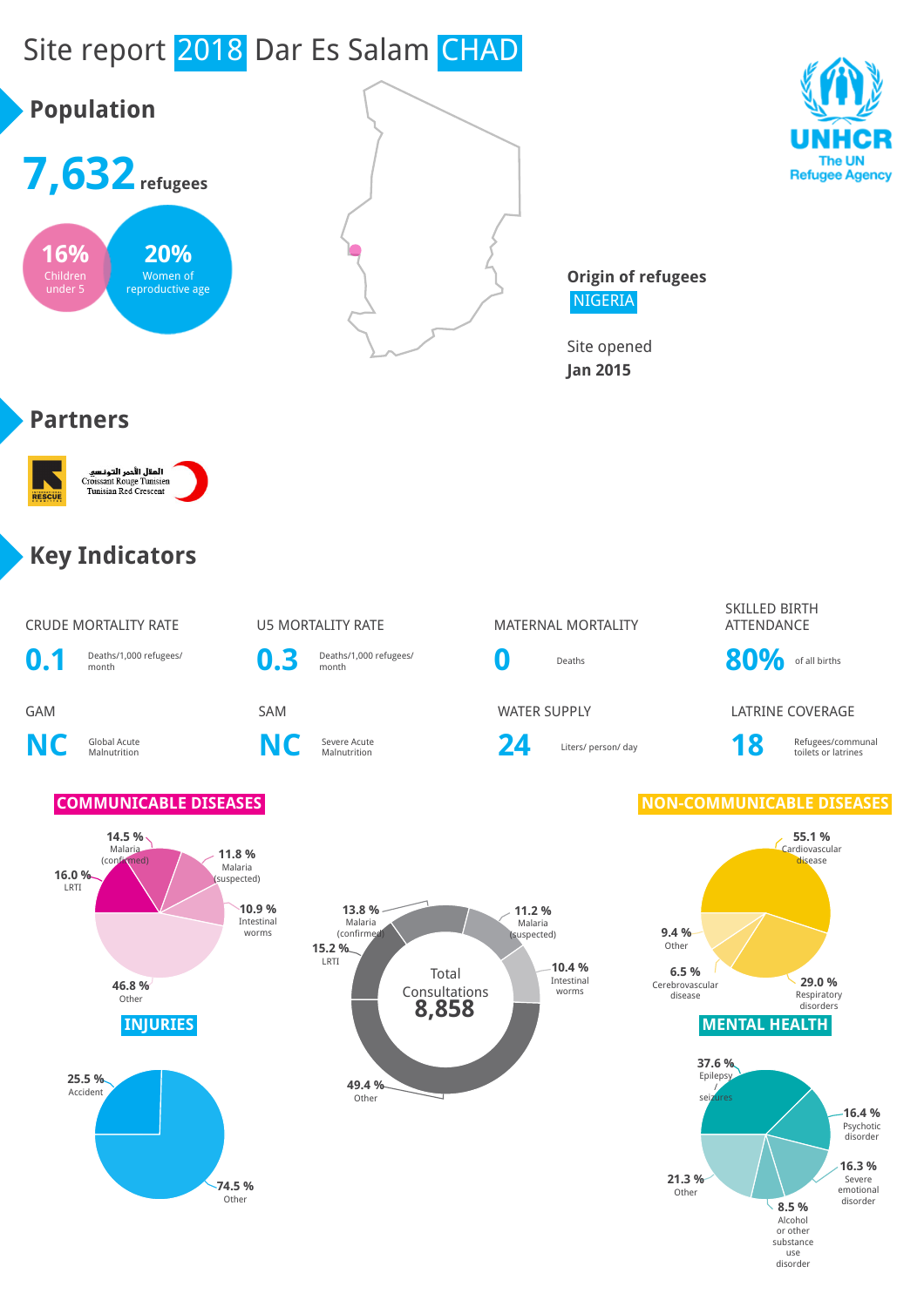# Site report 2018 Dar Es Salam CHAD

## Population

**7,632** refugees

**16%** Children under 5

**20%** Women of reproductive age

**Origin of refugees**
NIGERIA

Site opened
**Jan 2015**

UNHCR
The UN Refugee Agency

## Partners

الهلال الأحمر التونسي
Croissant Rouge Tunisien
Tunisian Red Crescent

## Key Indicators

| CRUDE MORTALITY RATE | U5 MORTALITY RATE | MATERNAL MORTALITY | SKILLED BIRTH ATTENDANCE |
|---|---|---|---|
| **0.1** Deaths/1,000 refugees/ month | **0.3** Deaths/1,000 refugees/ month | **0** Deaths | **80%** of all births |

| GAM | SAM | WATER SUPPLY | LATRINE COVERAGE |
|---|---|---|---|
| **NC** Global Acute Malnutrition | **NC** Severe Acute Malnutrition | **24** Liters/ person/ day | **18** Refugees/communal toilets or latrines |

### COMMUNICABLE DISEASES

- 14.5 % Malaria (confirmed)
- 11.8 % Malaria (suspected)
- 16.0 % LRTI
- 10.9 % Intestinal worms
- 46.8 % Other

Total Consultations **8,858**

- 13.8 % Malaria (confirmed)
- 11.2 % Malaria (suspected)
- 15.2 % LRTI
- 10.4 % Intestinal worms
- 49.4 % Other

### NON-COMMUNICABLE DISEASES

- 55.1 % Cardiovascular disease
- 9.4 % Other
- 6.5 % Cerebrovascular disease
- 29.0 % Respiratory disorders

### INJURIES

- 25.5 % Accident
- 74.5 % Other

### MENTAL HEALTH

- 37.6 % Epilepsy / seizures
- 16.4 % Psychotic disorder
- 16.3 % Severe emotional disorder
- 21.3 % Other
- 8.5 % Alcohol or other substance use disorder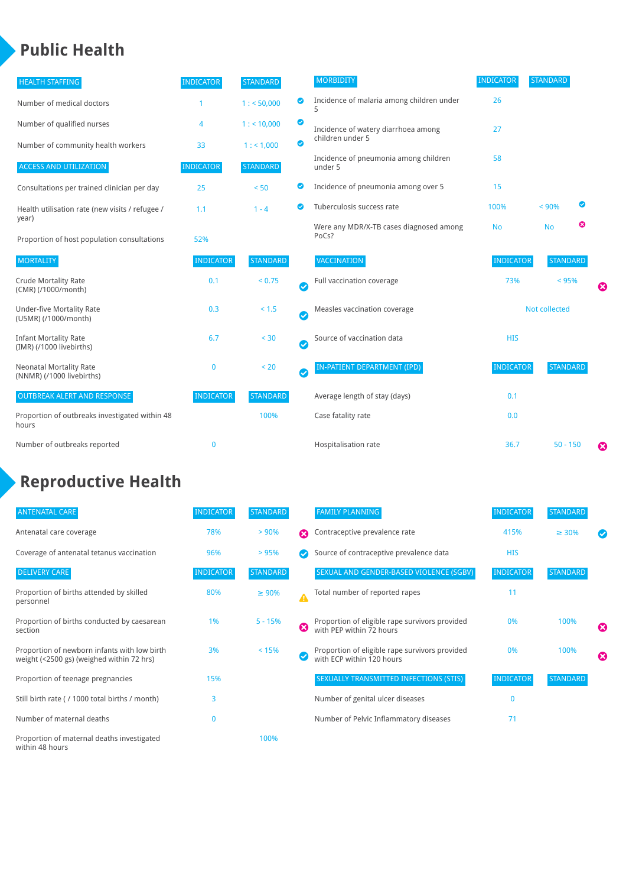# Public Health

| HEALTH STAFFING | INDICATOR | STANDARD | |
|---|---|---|---|
| Number of medical doctors | 1 | 1 : < 50,000 | ✔ |
| Number of qualified nurses | 4 | 1 : < 10,000 | ✔ |
| Number of community health workers | 33 | 1 : < 1,000 | ✔ |

| ACCESS AND UTILIZATION | INDICATOR | STANDARD | |
|---|---|---|---|
| Consultations per trained clinician per day | 25 | < 50 | ✔ |
| Health utilisation rate (new visits / refugee / year) | 1.1 | 1 - 4 | ✔ |
| Proportion of host population consultations | 52% | | |

| MORTALITY | INDICATOR | STANDARD | |
|---|---|---|---|
| Crude Mortality Rate (CMR) (/1000/month) | 0.1 | < 0.75 | ✔ |
| Under-five Mortality Rate (U5MR) (/1000/month) | 0.3 | < 1.5 | ✔ |
| Infant Mortality Rate (IMR) (/1000 livebirths) | 6.7 | < 30 | ✔ |
| Neonatal Mortality Rate (NNMR) (/1000 livebirths) | 0 | < 20 | ✔ |

| OUTBREAK ALERT AND RESPONSE | INDICATOR | STANDARD |
|---|---|---|
| Proportion of outbreaks investigated within 48 hours | | 100% |
| Number of outbreaks reported | 0 | |

| MORBIDITY | INDICATOR | STANDARD | |
|---|---|---|---|
| Incidence of malaria among children under 5 | 26 | | |
| Incidence of watery diarrhoea among children under 5 | 27 | | |
| Incidence of pneumonia among children under 5 | 58 | | |
| Incidence of pneumonia among over 5 | 15 | | |
| Tuberculosis success rate | 100% | < 90% | ✔ |
| Were any MDR/X-TB cases diagnosed among PoCs? | No | No | ✖ |

| VACCINATION | INDICATOR | STANDARD | |
|---|---|---|---|
| Full vaccination coverage | 73% | < 95% | ✖ |
| Measles vaccination coverage | Not collected | | |
| Source of vaccination data | HIS | | |

| IN-PATIENT DEPARTMENT (IPD) | INDICATOR | STANDARD | |
|---|---|---|---|
| Average length of stay (days) | 0.1 | | |
| Case fatality rate | 0.0 | | |
| Hospitalisation rate | 36.7 | 50 - 150 | ✖ |

# Reproductive Health

| ANTENATAL CARE | INDICATOR | STANDARD | |
|---|---|---|---|
| Antenatal care coverage | 78% | > 90% | ✖ |
| Coverage of antenatal tetanus vaccination | 96% | > 95% | ✔ |

| DELIVERY CARE | INDICATOR | STANDARD | |
|---|---|---|---|
| Proportion of births attended by skilled personnel | 80% | ≥ 90% | ⚠ |
| Proportion of births conducted by caesarean section | 1% | 5 - 15% | ✖ |
| Proportion of newborn infants with low birth weight (<2500 gs) (weighed within 72 hrs) | 3% | < 15% | ✔ |
| Proportion of teenage pregnancies | 15% | | |
| Still birth rate ( / 1000 total births / month) | 3 | | |
| Number of maternal deaths | 0 | | |
| Proportion of maternal deaths investigated within 48 hours | | 100% | |

| FAMILY PLANNING | INDICATOR | STANDARD | |
|---|---|---|---|
| Contraceptive prevalence rate | 415% | ≥ 30% | ✔ |
| Source of contraceptive prevalence data | HIS | | |

| SEXUAL AND GENDER-BASED VIOLENCE (SGBV) | INDICATOR | STANDARD | |
|---|---|---|---|
| Total number of reported rapes | 11 | | |
| Proportion of eligible rape survivors provided with PEP within 72 hours | 0% | 100% | ✖ |
| Proportion of eligible rape survivors provided with ECP within 120 hours | 0% | 100% | ✖ |

| SEXUALLY TRANSMITTED INFECTIONS (STIS) | INDICATOR | STANDARD |
|---|---|---|
| Number of genital ulcer diseases | 0 | |
| Number of Pelvic Inflammatory diseases | 71 | |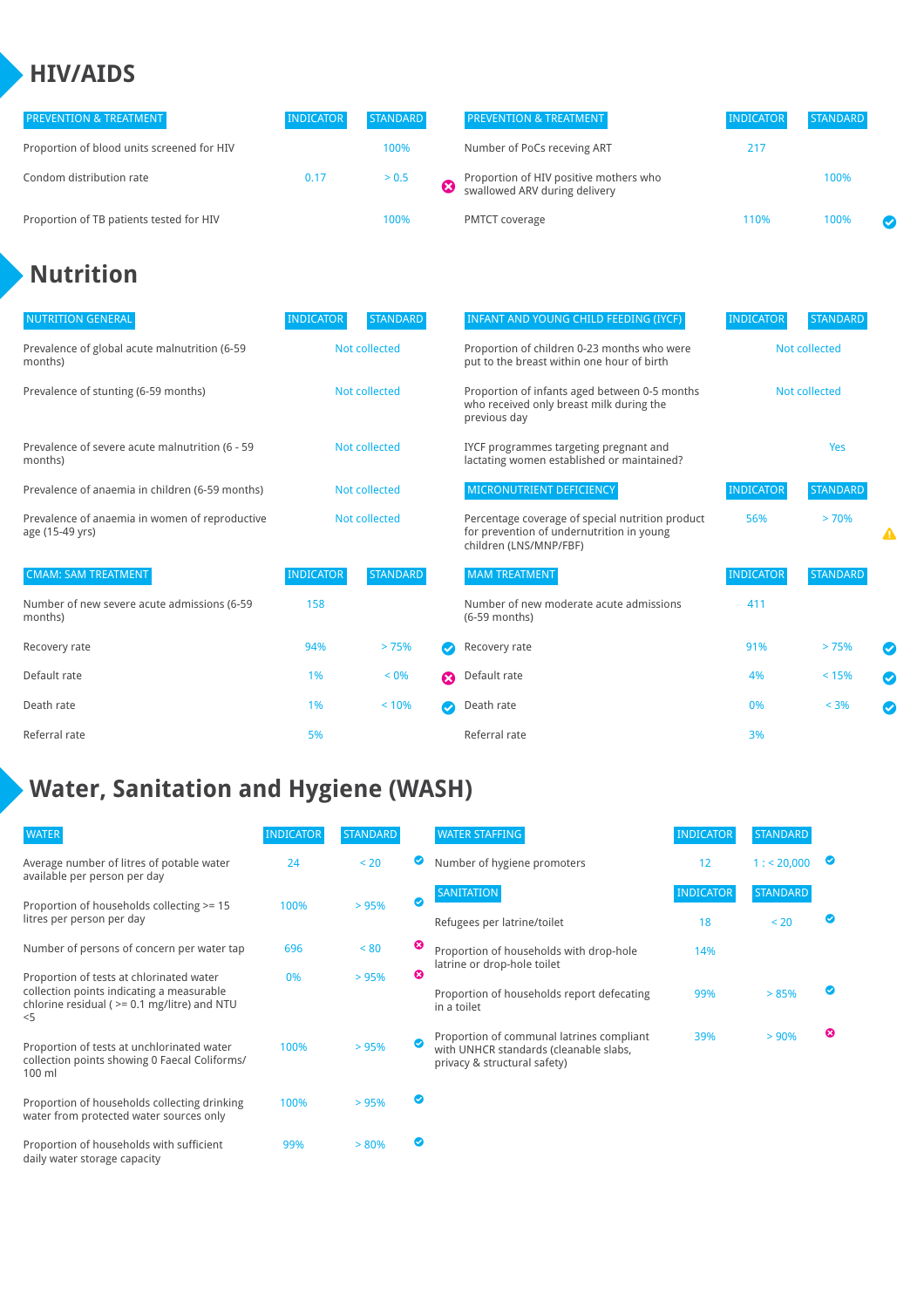# HIV/AIDS

| PREVENTION & TREATMENT | INDICATOR | STANDARD | |
|---|---|---|---|
| Proportion of blood units screened for HIV | | 100% | |
| Condom distribution rate | 0.17 | > 0.5 | ✖ |
| Proportion of TB patients tested for HIV | | 100% | |

| PREVENTION & TREATMENT | INDICATOR | STANDARD | |
|---|---|---|---|
| Number of PoCs receving ART | 217 | | |
| Proportion of HIV positive mothers who swallowed ARV during delivery | | 100% | |
| PMTCT coverage | 110% | 100% | ✔ |

# Nutrition

| NUTRITION GENERAL | INDICATOR | STANDARD |
|---|---|---|
| Prevalence of global acute malnutrition (6-59 months) | Not collected | |
| Prevalence of stunting (6-59 months) | Not collected | |
| Prevalence of severe acute malnutrition (6 - 59 months) | Not collected | |
| Prevalence of anaemia in children (6-59 months) | Not collected | |
| Prevalence of anaemia in women of reproductive age (15-49 yrs) | Not collected | |

| INFANT AND YOUNG CHILD FEEDING (IYCF) | INDICATOR | STANDARD | |
|---|---|---|---|
| Proportion of children 0-23 months who were put to the breast within one hour of birth | Not collected | | |
| Proportion of infants aged between 0-5 months who received only breast milk during the previous day | Not collected | | |
| IYCF programmes targeting pregnant and lactating women established or maintained? | | Yes | |

| MICRONUTRIENT DEFICIENCY | INDICATOR | STANDARD | |
|---|---|---|---|
| Percentage coverage of special nutrition product for prevention of undernutrition in young children (LNS/MNP/FBF) | 56% | > 70% | ⚠ |

| CMAM: SAM TREATMENT | INDICATOR | STANDARD | |
|---|---|---|---|
| Number of new severe acute admissions (6-59 months) | 158 | | |
| Recovery rate | 94% | > 75% | ✔ |
| Default rate | 1% | < 0% | ✖ |
| Death rate | 1% | < 10% | ✔ |
| Referral rate | 5% | | |

| MAM TREATMENT | INDICATOR | STANDARD | |
|---|---|---|---|
| Number of new moderate acute admissions (6-59 months) | 411 | | |
| Recovery rate | 91% | > 75% | ✔ |
| Default rate | 4% | < 15% | ✔ |
| Death rate | 0% | < 3% | ✔ |
| Referral rate | 3% | | |

# Water, Sanitation and Hygiene (WASH)

| WATER | INDICATOR | STANDARD | |
|---|---|---|---|
| Average number of litres of potable water available per person per day | 24 | < 20 | ✔ |
| Proportion of households collecting >= 15 litres per person per day | 100% | > 95% | ✔ |
| Number of persons of concern per water tap | 696 | < 80 | ✖ |
| Proportion of tests at chlorinated water collection points indicating a measurable chlorine residual ( >= 0.1 mg/litre) and NTU <5 | 0% | > 95% | ✖ |
| Proportion of tests at unchlorinated water collection points showing 0 Faecal Coliforms/ 100 ml | 100% | > 95% | ✔ |
| Proportion of households collecting drinking water from protected water sources only | 100% | > 95% | ✔ |
| Proportion of households with sufficient daily water storage capacity | 99% | > 80% | ✔ |

| WATER STAFFING | INDICATOR | STANDARD | |
|---|---|---|---|
| Number of hygiene promoters | 12 | 1 : < 20,000 | ✔ |

| SANITATION | INDICATOR | STANDARD | |
|---|---|---|---|
| Refugees per latrine/toilet | 18 | < 20 | ✔ |
| Proportion of households with drop-hole latrine or drop-hole toilet | 14% | | |
| Proportion of households report defecating in a toilet | 99% | > 85% | ✔ |
| Proportion of communal latrines compliant with UNHCR standards (cleanable slabs, privacy & structural safety) | 39% | > 90% | ✖ |